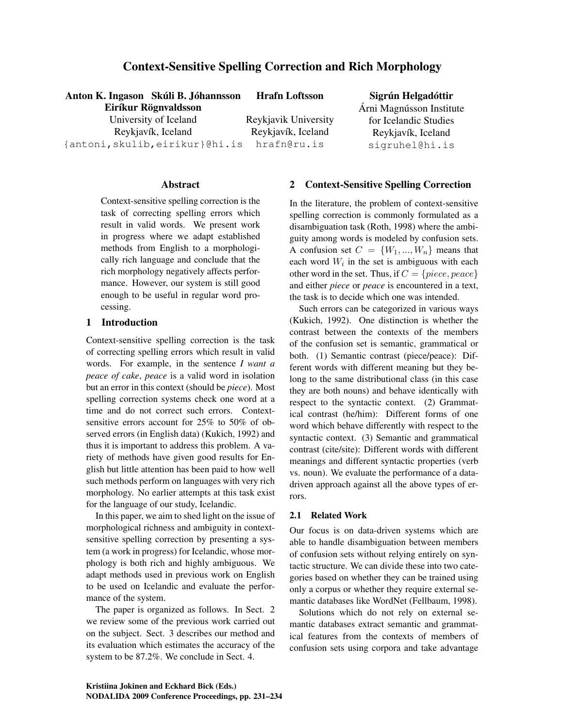# Context-Sensitive Spelling Correction and Rich Morphology

**Anton K. Ingason Skúli B. Jóhannsson Eiríkur Rögnvaldsson**
University of Iceland
Reykjavík, Iceland
{antoni,skulib,eirikur}@hi.is

**Hrafn Loftsson**
Reykjavik University
Reykjavík, Iceland
hrafn@ru.is

**Sigrún Helgadóttir**
Árni Magnússon Institute for Icelandic Studies
Reykjavík, Iceland
sigruhel@hi.is

## Abstract

Context-sensitive spelling correction is the task of correcting spelling errors which result in valid words. We present work in progress where we adapt established methods from English to a morphologically rich language and conclude that the rich morphology negatively affects performance. However, our system is still good enough to be useful in regular word processing.

## 1 Introduction

Context-sensitive spelling correction is the task of correcting spelling errors which result in valid words. For example, in the sentence *I want a peace of cake*, *peace* is a valid word in isolation but an error in this context (should be *piece*). Most spelling correction systems check one word at a time and do not correct such errors. Context-sensitive errors account for 25% to 50% of observed errors (in English data) (Kukich, 1992) and thus it is important to address this problem. A variety of methods have given good results for English but little attention has been paid to how well such methods perform on languages with very rich morphology. No earlier attempts at this task exist for the language of our study, Icelandic.

In this paper, we aim to shed light on the issue of morphological richness and ambiguity in context-sensitive spelling correction by presenting a system (a work in progress) for Icelandic, whose morphology is both rich and highly ambiguous. We adapt methods used in previous work on English to be used on Icelandic and evaluate the performance of the system.

The paper is organized as follows. In Sect. 2 we review some of the previous work carried out on the subject. Sect. 3 describes our method and its evaluation which estimates the accuracy of the system to be 87.2%. We conclude in Sect. 4.

## 2 Context-Sensitive Spelling Correction

In the literature, the problem of context-sensitive spelling correction is commonly formulated as a disambiguation task (Roth, 1998) where the ambiguity among words is modeled by confusion sets. A confusion set $C = \{W_1, ..., W_n\}$ means that each word $W_i$ in the set is ambiguous with each other word in the set. Thus, if $C = \{piece, peace\}$ and either *piece* or *peace* is encountered in a text, the task is to decide which one was intended.

Such errors can be categorized in various ways (Kukich, 1992). One distinction is whether the contrast between the contexts of the members of the confusion set is semantic, grammatical or both. (1) Semantic contrast (piece/peace): Different words with different meaning but they belong to the same distributional class (in this case they are both nouns) and behave identically with respect to the syntactic context. (2) Grammatical contrast (he/him): Different forms of one word which behave differently with respect to the syntactic context. (3) Semantic and grammatical contrast (cite/site): Different words with different meanings and different syntactic properties (verb vs. noun). We evaluate the performance of a data-driven approach against all the above types of errors.

### 2.1 Related Work

Our focus is on data-driven systems which are able to handle disambiguation between members of confusion sets without relying entirely on syntactic structure. We can divide these into two categories based on whether they can be trained using only a corpus or whether they require external semantic databases like WordNet (Fellbaum, 1998).

Solutions which do not rely on external semantic databases extract semantic and grammatical features from the contexts of members of confusion sets using corpora and take advantage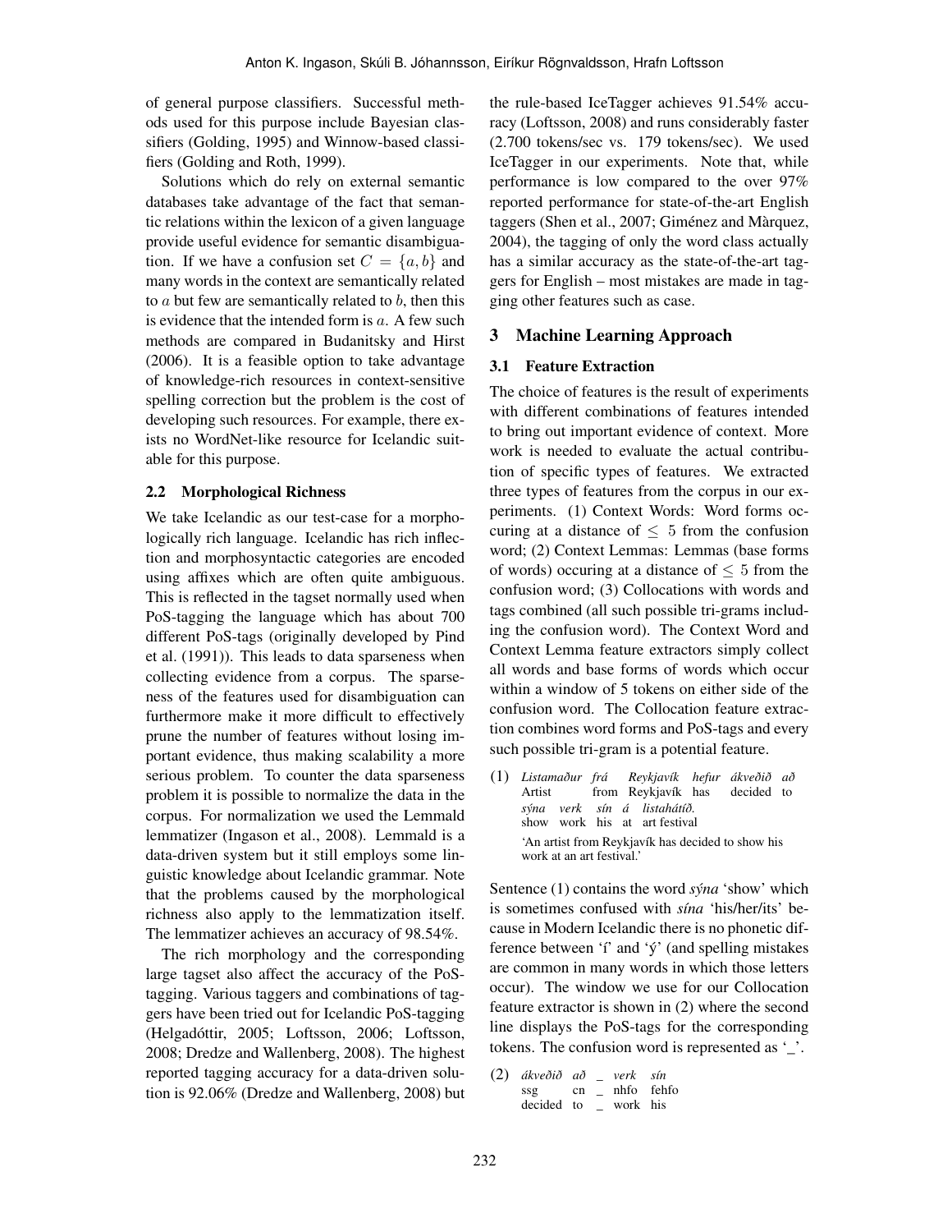of general purpose classifiers. Successful methods used for this purpose include Bayesian classifiers (Golding, 1995) and Winnow-based classifiers (Golding and Roth, 1999).

Solutions which do rely on external semantic databases take advantage of the fact that semantic relations within the lexicon of a given language provide useful evidence for semantic disambiguation. If we have a confusion set $C = \{a, b\}$ and many words in the context are semantically related to $a$ but few are semantically related to $b$, then this is evidence that the intended form is $a$. A few such methods are compared in Budanitsky and Hirst (2006). It is a feasible option to take advantage of knowledge-rich resources in context-sensitive spelling correction but the problem is the cost of developing such resources. For example, there exists no WordNet-like resource for Icelandic suitable for this purpose.

### 2.2 Morphological Richness

We take Icelandic as our test-case for a morphologically rich language. Icelandic has rich inflection and morphosyntactic categories are encoded using affixes which are often quite ambiguous. This is reflected in the tagset normally used when PoS-tagging the language which has about 700 different PoS-tags (originally developed by Pind et al. (1991)). This leads to data sparseness when collecting evidence from a corpus. The sparseness of the features used for disambiguation can furthermore make it more difficult to effectively prune the number of features without losing important evidence, thus making scalability a more serious problem. To counter the data sparseness problem it is possible to normalize the data in the corpus. For normalization we used the Lemmald lemmatizer (Ingason et al., 2008). Lemmald is a data-driven system but it still employs some linguistic knowledge about Icelandic grammar. Note that the problems caused by the morphological richness also apply to the lemmatization itself. The lemmatizer achieves an accuracy of 98.54%.

The rich morphology and the corresponding large tagset also affect the accuracy of the PoS-tagging. Various taggers and combinations of taggers have been tried out for Icelandic PoS-tagging (Helgadóttir, 2005; Loftsson, 2006; Loftsson, 2008; Dredze and Wallenberg, 2008). The highest reported tagging accuracy for a data-driven solution is 92.06% (Dredze and Wallenberg, 2008) but the rule-based IceTagger achieves 91.54% accuracy (Loftsson, 2008) and runs considerably faster (2.700 tokens/sec vs. 179 tokens/sec). We used IceTagger in our experiments. Note that, while performance is low compared to the over 97% reported performance for state-of-the-art English taggers (Shen et al., 2007; Giménez and Màrquez, 2004), the tagging of only the word class actually has a similar accuracy as the state-of-the-art taggers for English – most mistakes are made in tagging other features such as case.

## 3 Machine Learning Approach

### 3.1 Feature Extraction

The choice of features is the result of experiments with different combinations of features intended to bring out important evidence of context. More work is needed to evaluate the actual contribution of specific types of features. We extracted three types of features from the corpus in our experiments. (1) Context Words: Word forms occuring at a distance of $\leq 5$ from the confusion word; (2) Context Lemmas: Lemmas (base forms of words) occuring at a distance of $\leq 5$ from the confusion word; (3) Collocations with words and tags combined (all such possible tri-grams including the confusion word). The Context Word and Context Lemma feature extractors simply collect all words and base forms of words which occur within a window of 5 tokens on either side of the confusion word. The Collocation feature extraction combines word forms and PoS-tags and every such possible tri-gram is a potential feature.

(1) *Listamaður frá Reykjavík hefur ákveðið að sýna verk sín á listahátíð.*
Artist from Reykjavík has decided to show work his at art festival
'An artist from Reykjavík has decided to show his work at an art festival.'

Sentence (1) contains the word *sýna* 'show' which is sometimes confused with *sína* 'his/her/its' because in Modern Icelandic there is no phonetic difference between 'í' and 'ý' (and spelling mistakes are common in many words in which those letters occur). The window we use for our Collocation feature extractor is shown in (2) where the second line displays the PoS-tags for the corresponding tokens. The confusion word is represented as '_'.

(2)

| *ákveðið* | *að* | _ | *verk* | *sín* |
|---|---|---|---|---|
| ssg | cn | _ | nhfo | fehfo |
| decided | to | _ | work | his |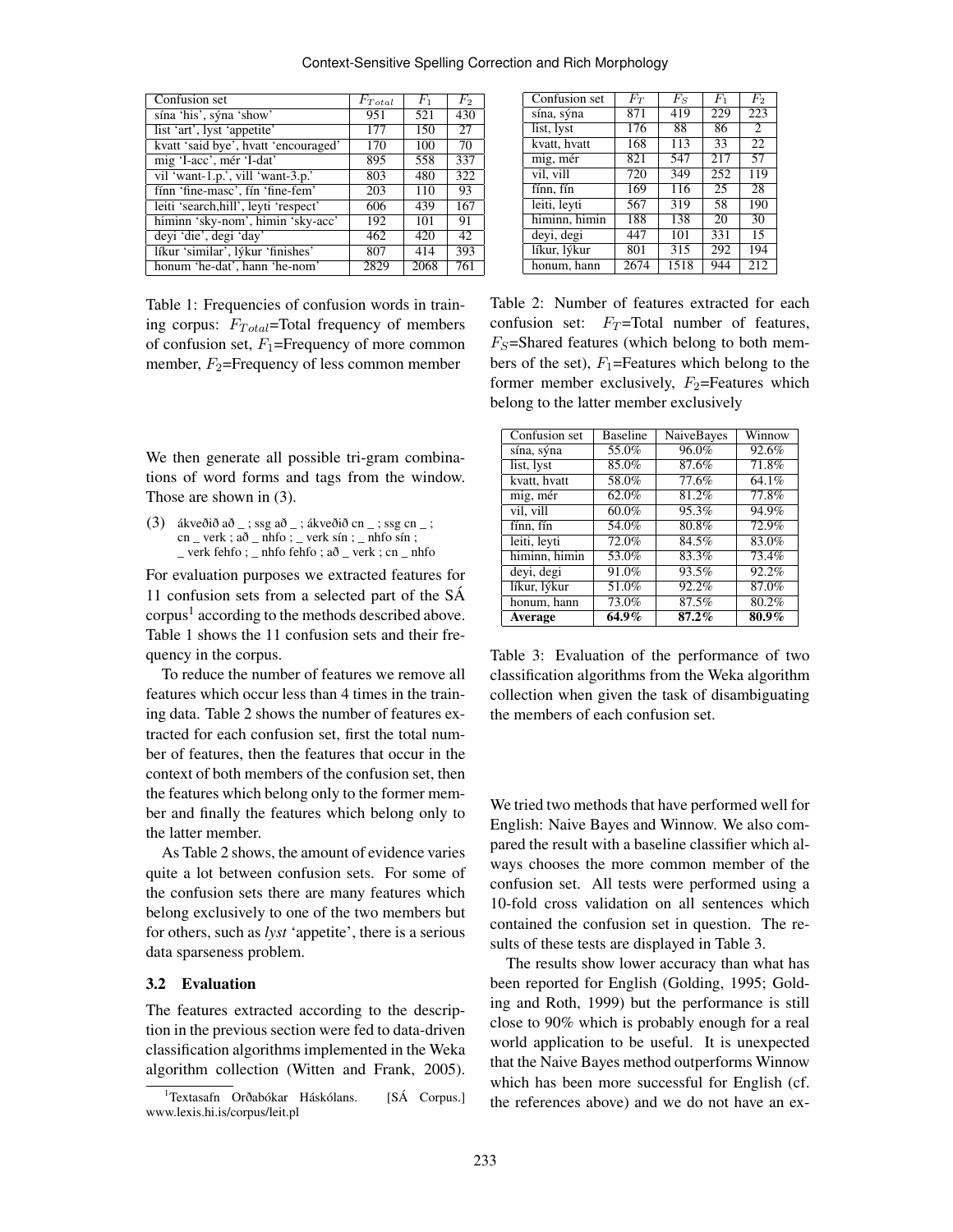| Confusion set | $F_{Total}$ | $F_1$ | $F_2$ |
|---|---|---|---|
| sína 'his', sýna 'show' | 951 | 521 | 430 |
| list 'art', lyst 'appetite' | 177 | 150 | 27 |
| kvatt 'said bye', hvatt 'encouraged' | 170 | 100 | 70 |
| mig 'I-acc', mér 'I-dat' | 895 | 558 | 337 |
| vil 'want-1.p.', vill 'want-3.p.' | 803 | 480 | 322 |
| fínn 'fine-masc', fín 'fine-fem' | 203 | 110 | 93 |
| leiti 'search,hill', leyti 'respect' | 606 | 439 | 167 |
| himinn 'sky-nom', himin 'sky-acc' | 192 | 101 | 91 |
| deyi 'die', degi 'day' | 462 | 420 | 42 |
| líkur 'similar', lýkur 'finishes' | 807 | 414 | 393 |
| honum 'he-dat', hann 'he-nom' | 2829 | 2068 | 761 |

Table 1: Frequencies of confusion words in training corpus: $F_{Total}$=Total frequency of members of confusion set, $F_1$=Frequency of more common member, $F_2$=Frequency of less common member

| Confusion set | $F_T$ | $F_S$ | $F_1$ | $F_2$ |
|---|---|---|---|---|
| sína, sýna | 871 | 419 | 229 | 223 |
| list, lyst | 176 | 88 | 86 | 2 |
| kvatt, hvatt | 168 | 113 | 33 | 22 |
| mig, mér | 821 | 547 | 217 | 57 |
| vil, vill | 720 | 349 | 252 | 119 |
| fínn, fín | 169 | 116 | 25 | 28 |
| leiti, leyti | 567 | 319 | 58 | 190 |
| himinn, himin | 188 | 138 | 20 | 30 |
| deyi, degi | 447 | 101 | 331 | 15 |
| líkur, lýkur | 801 | 315 | 292 | 194 |
| honum, hann | 2674 | 1518 | 944 | 212 |

Table 2: Number of features extracted for each confusion set: $F_T$=Total number of features, $F_S$=Shared features (which belong to both members of the set), $F_1$=Features which belong to the former member exclusively, $F_2$=Features which belong to the latter member exclusively

We then generate all possible tri-gram combinations of word forms and tags from the window. Those are shown in (3).

(3) ákveðið að _ ; ssg að _ ; ákveðið cn _ ; ssg cn _ ; cn _ verk ; að _ nhfo ; _ verk sín ; _ nhfo sín ; _ verk fehfo ; _ nhfo fehfo ; að _ verk ; cn _ nhfo

For evaluation purposes we extracted features for 11 confusion sets from a selected part of the SÁ corpus[1] according to the methods described above. Table 1 shows the 11 confusion sets and their frequency in the corpus.

To reduce the number of features we remove all features which occur less than 4 times in the training data. Table 2 shows the number of features extracted for each confusion set, first the total number of features, then the features that occur in the context of both members of the confusion set, then the features which belong only to the former member and finally the features which belong only to the latter member.

As Table 2 shows, the amount of evidence varies quite a lot between confusion sets. For some of the confusion sets there are many features which belong exclusively to one of the two members but for others, such as *lyst* 'appetite', there is a serious data sparseness problem.

### 3.2 Evaluation

The features extracted according to the description in the previous section were fed to data-driven classification algorithms implemented in the Weka algorithm collection (Witten and Frank, 2005). We tried two methods that have performed well for English: Naive Bayes and Winnow. We also compared the result with a baseline classifier which always chooses the more common member of the confusion set. All tests were performed using a 10-fold cross validation on all sentences which contained the confusion set in question. The results of these tests are displayed in Table 3.

| Confusion set | Baseline | NaiveBayes | Winnow |
|---|---|---|---|
| sína, sýna | 55.0% | 96.0% | 92.6% |
| list, lyst | 85.0% | 87.6% | 71.8% |
| kvatt, hvatt | 58.0% | 77.6% | 64.1% |
| mig, mér | 62.0% | 81.2% | 77.8% |
| vil, vill | 60.0% | 95.3% | 94.9% |
| fínn, fín | 54.0% | 80.8% | 72.9% |
| leiti, leyti | 72.0% | 84.5% | 83.0% |
| himinn, himin | 53.0% | 83.3% | 73.4% |
| deyi, degi | 91.0% | 93.5% | 92.2% |
| líkur, lýkur | 51.0% | 92.2% | 87.0% |
| honum, hann | 73.0% | 87.5% | 80.2% |
| **Average** | **64.9%** | **87.2%** | **80.9%** |

Table 3: Evaluation of the performance of two classification algorithms from the Weka algorithm collection when given the task of disambiguating the members of each confusion set.

The results show lower accuracy than what has been reported for English (Golding, 1995; Golding and Roth, 1999) but the performance is still close to 90% which is probably enough for a real world application to be useful. It is unexpected that the Naive Bayes method outperforms Winnow which has been more successful for English (cf. the references above) and we do not have an ex-

[1] Textasafn Orðabókar Háskólans. [SÁ Corpus.] www.lexis.hi.is/corpus/leit.pl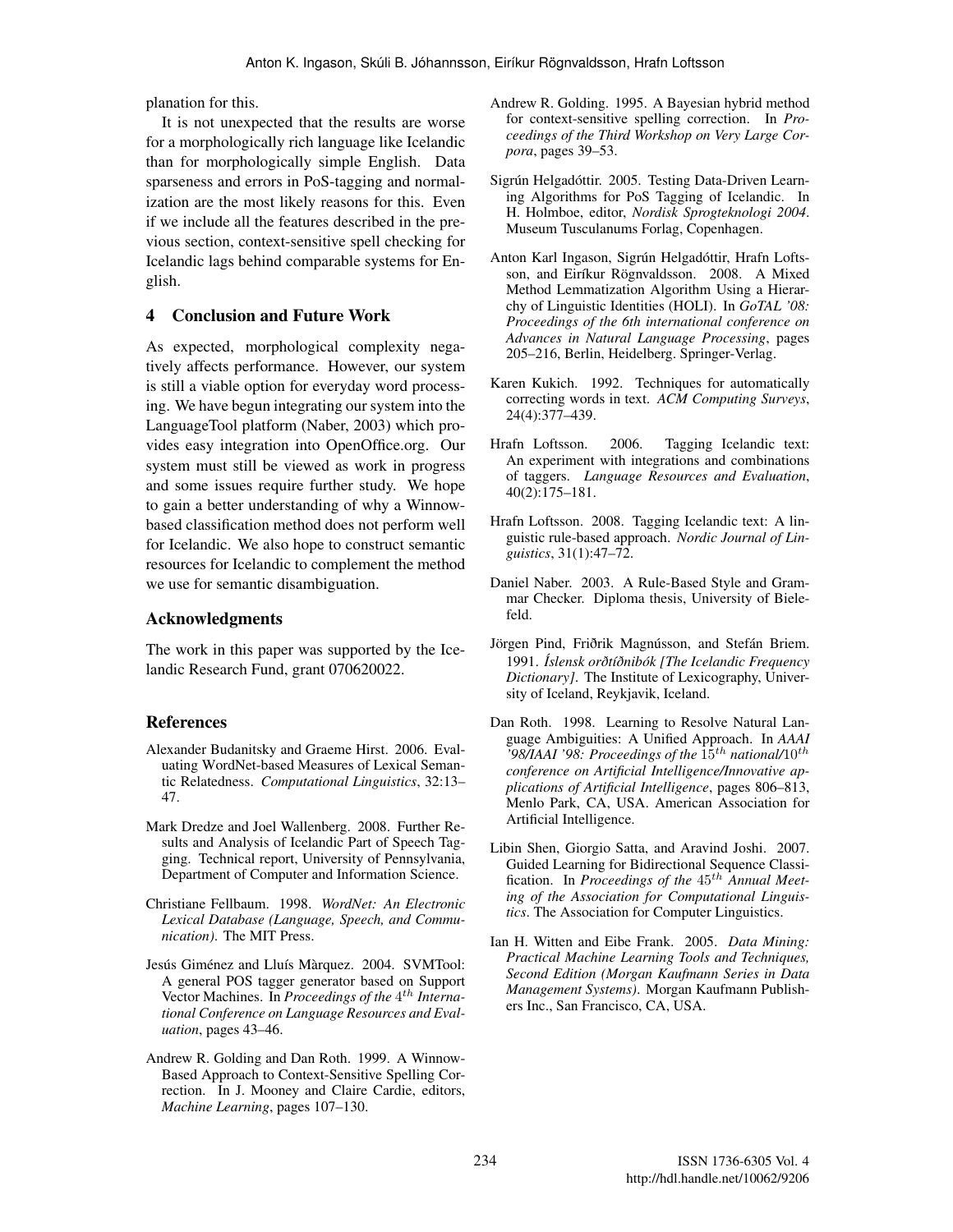planation for this.

It is not unexpected that the results are worse for a morphologically rich language like Icelandic than for morphologically simple English. Data sparseness and errors in PoS-tagging and normalization are the most likely reasons for this. Even if we include all the features described in the previous section, context-sensitive spell checking for Icelandic lags behind comparable systems for English.

## 4 Conclusion and Future Work

As expected, morphological complexity negatively affects performance. However, our system is still a viable option for everyday word processing. We have begun integrating our system into the LanguageTool platform (Naber, 2003) which provides easy integration into OpenOffice.org. Our system must still be viewed as work in progress and some issues require further study. We hope to gain a better understanding of why a Winnow-based classification method does not perform well for Icelandic. We also hope to construct semantic resources for Icelandic to complement the method we use for semantic disambiguation.

## Acknowledgments

The work in this paper was supported by the Icelandic Research Fund, grant 070620022.

## References

Alexander Budanitsky and Graeme Hirst. 2006. Evaluating WordNet-based Measures of Lexical Semantic Relatedness. *Computational Linguistics*, 32:13–47.

Mark Dredze and Joel Wallenberg. 2008. Further Results and Analysis of Icelandic Part of Speech Tagging. Technical report, University of Pennsylvania, Department of Computer and Information Science.

Christiane Fellbaum. 1998. *WordNet: An Electronic Lexical Database (Language, Speech, and Communication)*. The MIT Press.

Jesús Giménez and Lluís Màrquez. 2004. SVMTool: A general POS tagger generator based on Support Vector Machines. In *Proceedings of the $4^{th}$ International Conference on Language Resources and Evaluation*, pages 43–46.

Andrew R. Golding and Dan Roth. 1999. A Winnow-Based Approach to Context-Sensitive Spelling Correction. In J. Mooney and Claire Cardie, editors, *Machine Learning*, pages 107–130.

Andrew R. Golding. 1995. A Bayesian hybrid method for context-sensitive spelling correction. In *Proceedings of the Third Workshop on Very Large Corpora*, pages 39–53.

Sigrún Helgadóttir. 2005. Testing Data-Driven Learning Algorithms for PoS Tagging of Icelandic. In H. Holmboe, editor, *Nordisk Sprogteknologi 2004*. Museum Tusculanums Forlag, Copenhagen.

Anton Karl Ingason, Sigrún Helgadóttir, Hrafn Loftsson, and Eiríkur Rögnvaldsson. 2008. A Mixed Method Lemmatization Algorithm Using a Hierarchy of Linguistic Identities (HOLI). In *GoTAL '08: Proceedings of the 6th international conference on Advances in Natural Language Processing*, pages 205–216, Berlin, Heidelberg. Springer-Verlag.

Karen Kukich. 1992. Techniques for automatically correcting words in text. *ACM Computing Surveys*, 24(4):377–439.

Hrafn Loftsson. 2006. Tagging Icelandic text: An experiment with integrations and combinations of taggers. *Language Resources and Evaluation*, 40(2):175–181.

Hrafn Loftsson. 2008. Tagging Icelandic text: A linguistic rule-based approach. *Nordic Journal of Linguistics*, 31(1):47–72.

Daniel Naber. 2003. A Rule-Based Style and Grammar Checker. Diploma thesis, University of Bielefeld.

Jörgen Pind, Friðrik Magnússon, and Stefán Briem. 1991. *Íslensk orðtíðnibók [The Icelandic Frequency Dictionary]*. The Institute of Lexicography, University of Iceland, Reykjavik, Iceland.

Dan Roth. 1998. Learning to Resolve Natural Language Ambiguities: A Unified Approach. In *AAAI '98/IAAI '98: Proceedings of the $15^{th}$ national/$10^{th}$ conference on Artificial Intelligence/Innovative applications of Artificial Intelligence*, pages 806–813, Menlo Park, CA, USA. American Association for Artificial Intelligence.

Libin Shen, Giorgio Satta, and Aravind Joshi. 2007. Guided Learning for Bidirectional Sequence Classification. In *Proceedings of the $45^{th}$ Annual Meeting of the Association for Computational Linguistics*. The Association for Computer Linguistics.

Ian H. Witten and Eibe Frank. 2005. *Data Mining: Practical Machine Learning Tools and Techniques, Second Edition (Morgan Kaufmann Series in Data Management Systems)*. Morgan Kaufmann Publishers Inc., San Francisco, CA, USA.